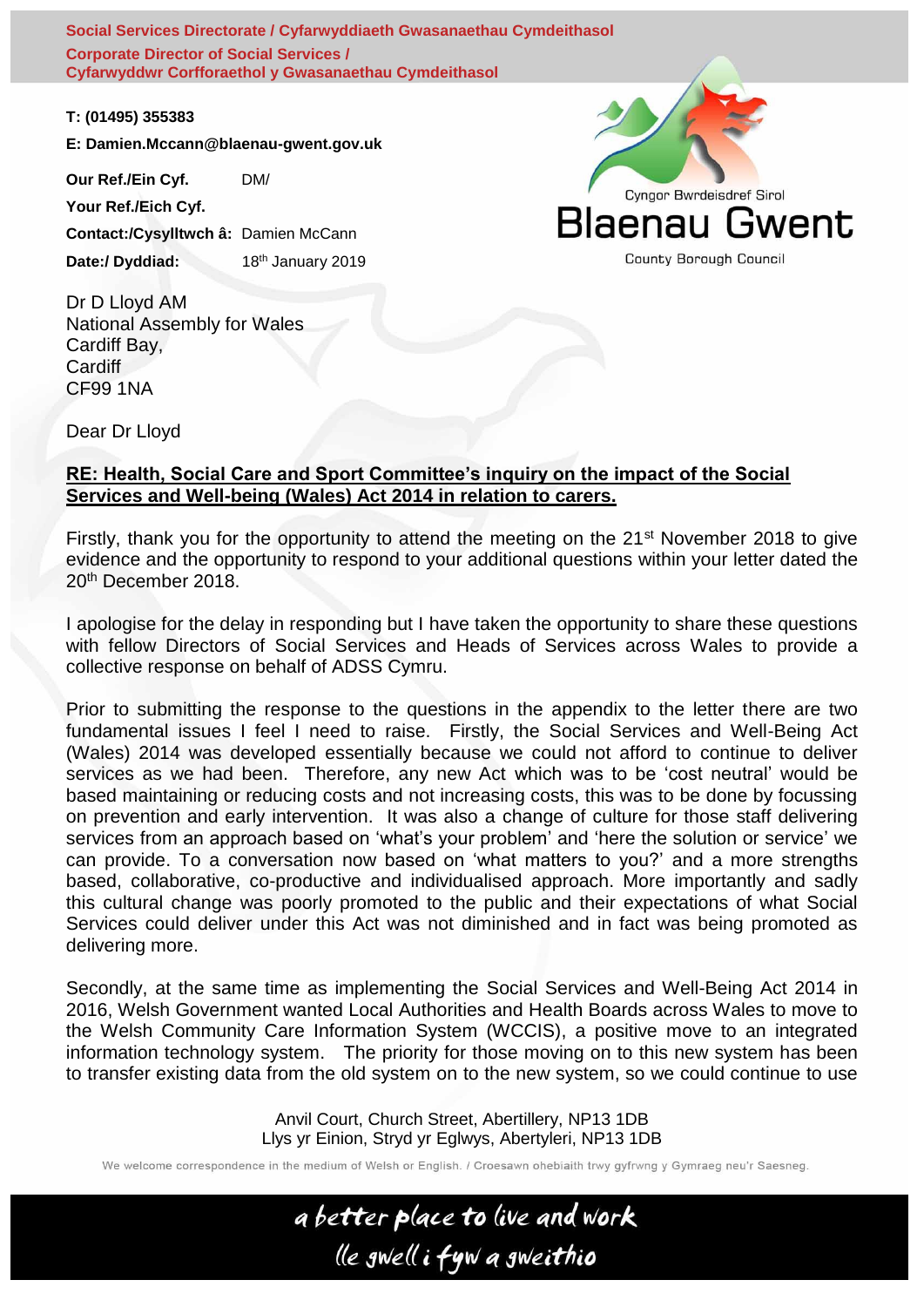**Social Services Directorate / Cyfarwyddiaeth Gwasanaethau Cymdeithasol**
**Corporate Director of Social Services / Cyfarwyddwr Corfforaethol y Gwasanaethau Cymdeithasol**

**T: (01495) 355383**

**E: Damien.Mccann@blaenau-gwent.gov.uk**

**Our Ref./Ein Cyf.** DM/

**Your Ref./Eich Cyf.**

**Contact:/Cysylltwch â:** Damien McCann

**Date:/ Dyddiad:** 18th January 2019

Cyngor Bwrdeisdref Sirol
Blaenau Gwent
County Borough Council

Dr D Lloyd AM
National Assembly for Wales
Cardiff Bay,
Cardiff
CF99 1NA

Dear Dr Lloyd

**RE: Health, Social Care and Sport Committee's inquiry on the impact of the Social Services and Well-being (Wales) Act 2014 in relation to carers.**

Firstly, thank you for the opportunity to attend the meeting on the 21st November 2018 to give evidence and the opportunity to respond to your additional questions within your letter dated the 20th December 2018.

I apologise for the delay in responding but I have taken the opportunity to share these questions with fellow Directors of Social Services and Heads of Services across Wales to provide a collective response on behalf of ADSS Cymru.

Prior to submitting the response to the questions in the appendix to the letter there are two fundamental issues I feel I need to raise. Firstly, the Social Services and Well-Being Act (Wales) 2014 was developed essentially because we could not afford to continue to deliver services as we had been. Therefore, any new Act which was to be 'cost neutral' would be based maintaining or reducing costs and not increasing costs, this was to be done by focussing on prevention and early intervention. It was also a change of culture for those staff delivering services from an approach based on 'what's your problem' and 'here the solution or service' we can provide. To a conversation now based on 'what matters to you?' and a more strengths based, collaborative, co-productive and individualised approach. More importantly and sadly this cultural change was poorly promoted to the public and their expectations of what Social Services could deliver under this Act was not diminished and in fact was being promoted as delivering more.

Secondly, at the same time as implementing the Social Services and Well-Being Act 2014 in 2016, Welsh Government wanted Local Authorities and Health Boards across Wales to move to the Welsh Community Care Information System (WCCIS), a positive move to an integrated information technology system. The priority for those moving on to this new system has been to transfer existing data from the old system on to the new system, so we could continue to use

Anvil Court, Church Street, Abertillery, NP13 1DB
Llys yr Einion, Stryd yr Eglwys, Abertyleri, NP13 1DB

We welcome correspondence in the medium of Welsh or English. / Croesawn ohebiaith trwy gyfrwng y Gymraeg neu'r Saesneg.

a better place to live and work
lle gwell i fyw a gweithio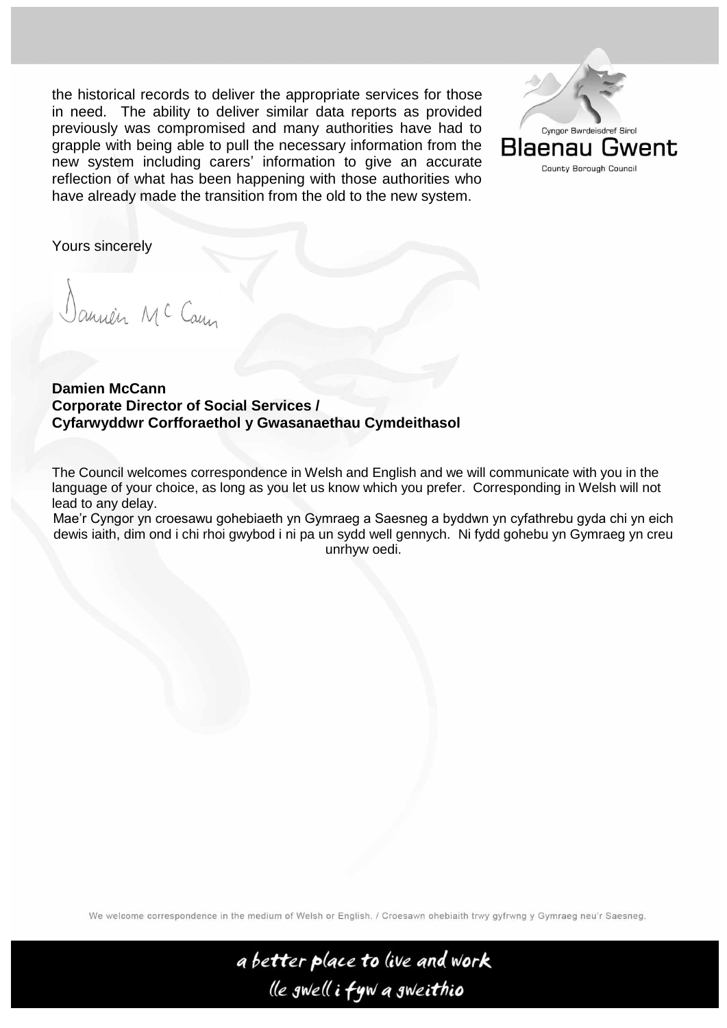the historical records to deliver the appropriate services for those in need. The ability to deliver similar data reports as provided previously was compromised and many authorities have had to grapple with being able to pull the necessary information from the new system including carers' information to give an accurate reflection of what has been happening with those authorities who have already made the transition from the old to the new system.

Yours sincerely

Damien McCann

**Damien McCann**
**Corporate Director of Social Services /**
**Cyfarwyddwr Corfforaethol y Gwasanaethau Cymdeithasol**

The Council welcomes correspondence in Welsh and English and we will communicate with you in the language of your choice, as long as you let us know which you prefer. Corresponding in Welsh will not lead to any delay.

Mae'r Cyngor yn croesawu gohebiaeth yn Gymraeg a Saesneg a byddwn yn cyfathrebu gyda chi yn eich dewis iaith, dim ond i chi rhoi gwybod i ni pa un sydd well gennych. Ni fydd gohebu yn Gymraeg yn creu unrhyw oedi.

We welcome correspondence in the medium of Welsh or English. / Croesawn ohebiaith trwy gyfrwng y Gymraeg neu'r Saesneg.

a better place to live and work
lle gwell i fyw a gweithio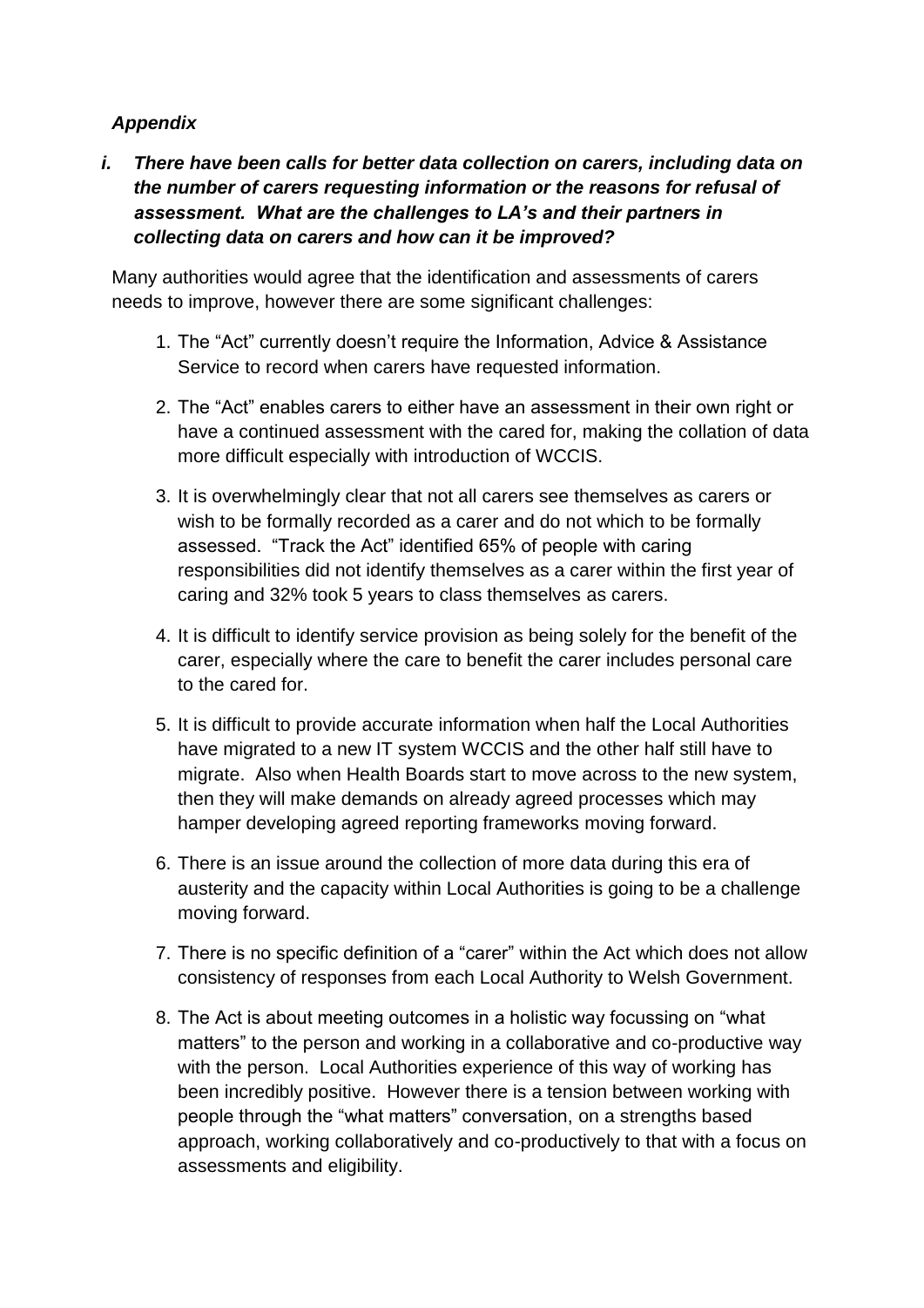***Appendix***

***i. There have been calls for better data collection on carers, including data on the number of carers requesting information or the reasons for refusal of assessment. What are the challenges to LA's and their partners in collecting data on carers and how can it be improved?***

Many authorities would agree that the identification and assessments of carers needs to improve, however there are some significant challenges:

1. The "Act" currently doesn't require the Information, Advice & Assistance Service to record when carers have requested information.

2. The "Act" enables carers to either have an assessment in their own right or have a continued assessment with the cared for, making the collation of data more difficult especially with introduction of WCCIS.

3. It is overwhelmingly clear that not all carers see themselves as carers or wish to be formally recorded as a carer and do not which to be formally assessed. "Track the Act" identified 65% of people with caring responsibilities did not identify themselves as a carer within the first year of caring and 32% took 5 years to class themselves as carers.

4. It is difficult to identify service provision as being solely for the benefit of the carer, especially where the care to benefit the carer includes personal care to the cared for.

5. It is difficult to provide accurate information when half the Local Authorities have migrated to a new IT system WCCIS and the other half still have to migrate. Also when Health Boards start to move across to the new system, then they will make demands on already agreed processes which may hamper developing agreed reporting frameworks moving forward.

6. There is an issue around the collection of more data during this era of austerity and the capacity within Local Authorities is going to be a challenge moving forward.

7. There is no specific definition of a "carer" within the Act which does not allow consistency of responses from each Local Authority to Welsh Government.

8. The Act is about meeting outcomes in a holistic way focussing on "what matters" to the person and working in a collaborative and co-productive way with the person. Local Authorities experience of this way of working has been incredibly positive. However there is a tension between working with people through the "what matters" conversation, on a strengths based approach, working collaboratively and co-productively to that with a focus on assessments and eligibility.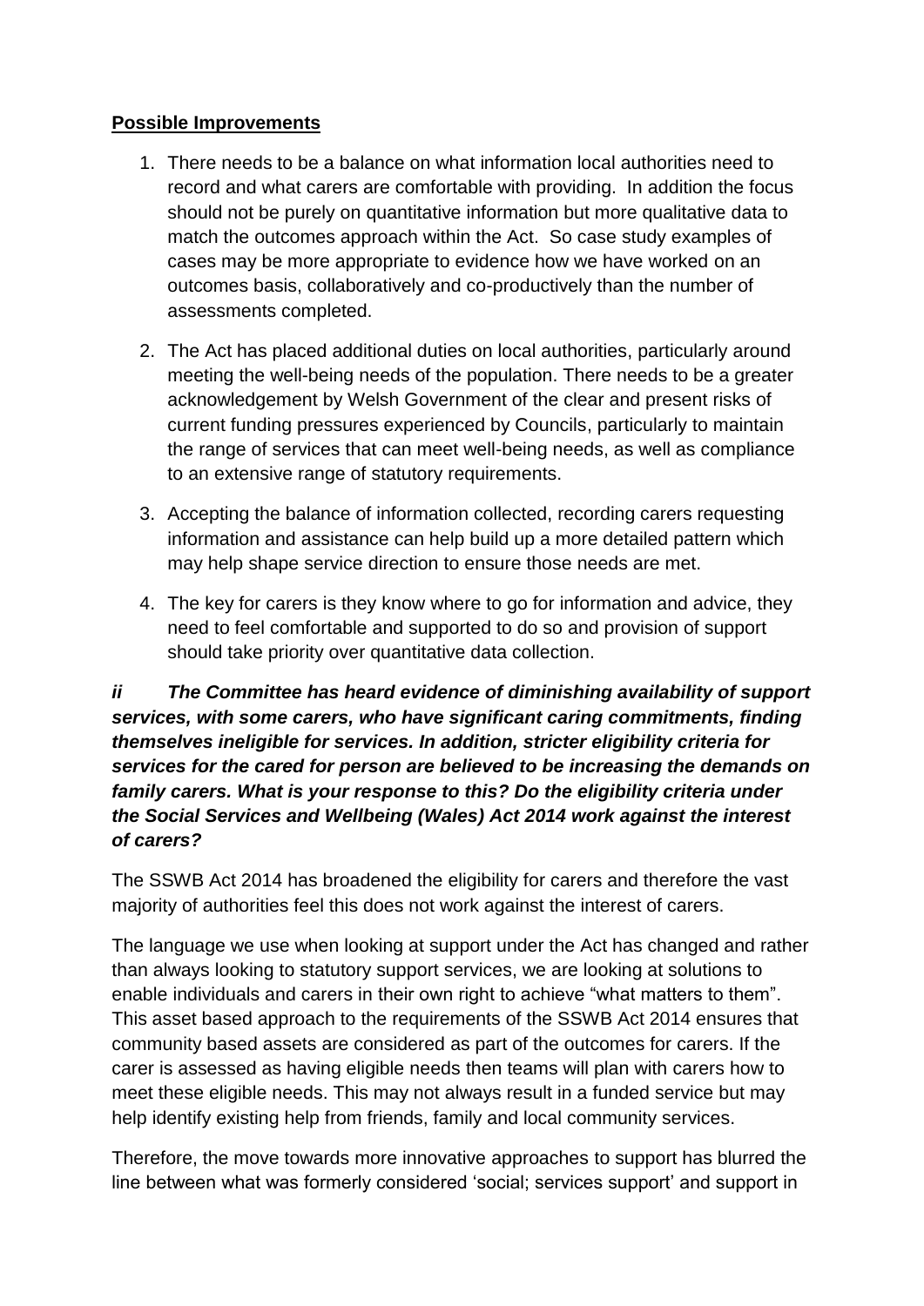**Possible Improvements**

1. There needs to be a balance on what information local authorities need to record and what carers are comfortable with providing. In addition the focus should not be purely on quantitative information but more qualitative data to match the outcomes approach within the Act. So case study examples of cases may be more appropriate to evidence how we have worked on an outcomes basis, collaboratively and co-productively than the number of assessments completed.

2. The Act has placed additional duties on local authorities, particularly around meeting the well-being needs of the population. There needs to be a greater acknowledgement by Welsh Government of the clear and present risks of current funding pressures experienced by Councils, particularly to maintain the range of services that can meet well-being needs, as well as compliance to an extensive range of statutory requirements.

3. Accepting the balance of information collected, recording carers requesting information and assistance can help build up a more detailed pattern which may help shape service direction to ensure those needs are met.

4. The key for carers is they know where to go for information and advice, they need to feel comfortable and supported to do so and provision of support should take priority over quantitative data collection.

***ii The Committee has heard evidence of diminishing availability of support services, with some carers, who have significant caring commitments, finding themselves ineligible for services. In addition, stricter eligibility criteria for services for the cared for person are believed to be increasing the demands on family carers. What is your response to this? Do the eligibility criteria under the Social Services and Wellbeing (Wales) Act 2014 work against the interest of carers?***

The SSWB Act 2014 has broadened the eligibility for carers and therefore the vast majority of authorities feel this does not work against the interest of carers.

The language we use when looking at support under the Act has changed and rather than always looking to statutory support services, we are looking at solutions to enable individuals and carers in their own right to achieve "what matters to them". This asset based approach to the requirements of the SSWB Act 2014 ensures that community based assets are considered as part of the outcomes for carers. If the carer is assessed as having eligible needs then teams will plan with carers how to meet these eligible needs. This may not always result in a funded service but may help identify existing help from friends, family and local community services.

Therefore, the move towards more innovative approaches to support has blurred the line between what was formerly considered 'social; services support' and support in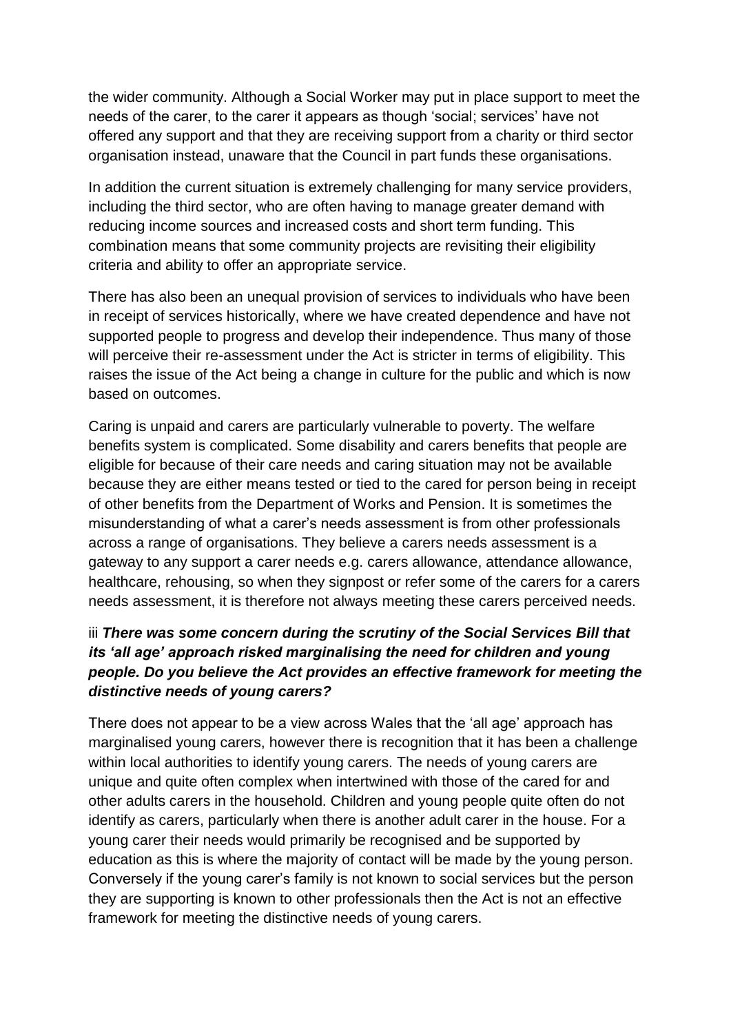the wider community. Although a Social Worker may put in place support to meet the needs of the carer, to the carer it appears as though 'social; services' have not offered any support and that they are receiving support from a charity or third sector organisation instead, unaware that the Council in part funds these organisations.

In addition the current situation is extremely challenging for many service providers, including the third sector, who are often having to manage greater demand with reducing income sources and increased costs and short term funding. This combination means that some community projects are revisiting their eligibility criteria and ability to offer an appropriate service.

There has also been an unequal provision of services to individuals who have been in receipt of services historically, where we have created dependence and have not supported people to progress and develop their independence. Thus many of those will perceive their re-assessment under the Act is stricter in terms of eligibility. This raises the issue of the Act being a change in culture for the public and which is now based on outcomes.

Caring is unpaid and carers are particularly vulnerable to poverty. The welfare benefits system is complicated. Some disability and carers benefits that people are eligible for because of their care needs and caring situation may not be available because they are either means tested or tied to the cared for person being in receipt of other benefits from the Department of Works and Pension. It is sometimes the misunderstanding of what a carer's needs assessment is from other professionals across a range of organisations. They believe a carers needs assessment is a gateway to any support a carer needs e.g. carers allowance, attendance allowance, healthcare, rehousing, so when they signpost or refer some of the carers for a carers needs assessment, it is therefore not always meeting these carers perceived needs.

iii ***There was some concern during the scrutiny of the Social Services Bill that its 'all age' approach risked marginalising the need for children and young people. Do you believe the Act provides an effective framework for meeting the distinctive needs of young carers?***

There does not appear to be a view across Wales that the 'all age' approach has marginalised young carers, however there is recognition that it has been a challenge within local authorities to identify young carers. The needs of young carers are unique and quite often complex when intertwined with those of the cared for and other adults carers in the household. Children and young people quite often do not identify as carers, particularly when there is another adult carer in the house. For a young carer their needs would primarily be recognised and be supported by education as this is where the majority of contact will be made by the young person. Conversely if the young carer's family is not known to social services but the person they are supporting is known to other professionals then the Act is not an effective framework for meeting the distinctive needs of young carers.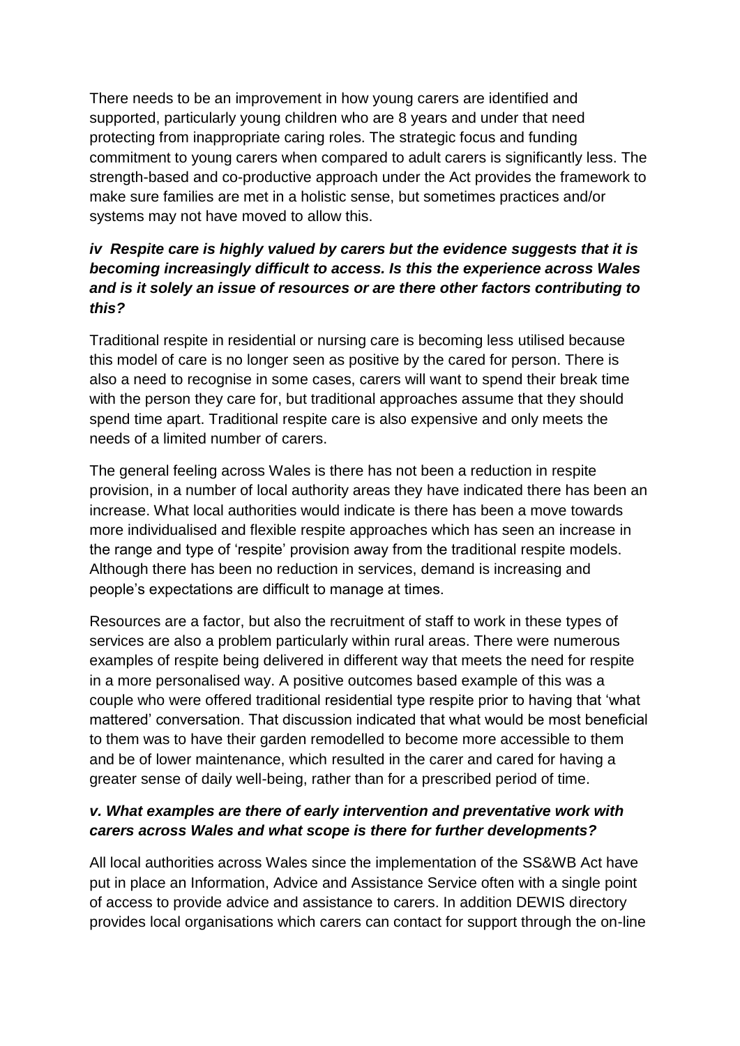There needs to be an improvement in how young carers are identified and supported, particularly young children who are 8 years and under that need protecting from inappropriate caring roles. The strategic focus and funding commitment to young carers when compared to adult carers is significantly less. The strength-based and co-productive approach under the Act provides the framework to make sure families are met in a holistic sense, but sometimes practices and/or systems may not have moved to allow this.

***iv Respite care is highly valued by carers but the evidence suggests that it is becoming increasingly difficult to access. Is this the experience across Wales and is it solely an issue of resources or are there other factors contributing to this?***

Traditional respite in residential or nursing care is becoming less utilised because this model of care is no longer seen as positive by the cared for person. There is also a need to recognise in some cases, carers will want to spend their break time with the person they care for, but traditional approaches assume that they should spend time apart. Traditional respite care is also expensive and only meets the needs of a limited number of carers.

The general feeling across Wales is there has not been a reduction in respite provision, in a number of local authority areas they have indicated there has been an increase. What local authorities would indicate is there has been a move towards more individualised and flexible respite approaches which has seen an increase in the range and type of 'respite' provision away from the traditional respite models. Although there has been no reduction in services, demand is increasing and people's expectations are difficult to manage at times.

Resources are a factor, but also the recruitment of staff to work in these types of services are also a problem particularly within rural areas. There were numerous examples of respite being delivered in different way that meets the need for respite in a more personalised way. A positive outcomes based example of this was a couple who were offered traditional residential type respite prior to having that 'what mattered' conversation. That discussion indicated that what would be most beneficial to them was to have their garden remodelled to become more accessible to them and be of lower maintenance, which resulted in the carer and cared for having a greater sense of daily well-being, rather than for a prescribed period of time.

***v. What examples are there of early intervention and preventative work with carers across Wales and what scope is there for further developments?***

All local authorities across Wales since the implementation of the SS&WB Act have put in place an Information, Advice and Assistance Service often with a single point of access to provide advice and assistance to carers. In addition DEWIS directory provides local organisations which carers can contact for support through the on-line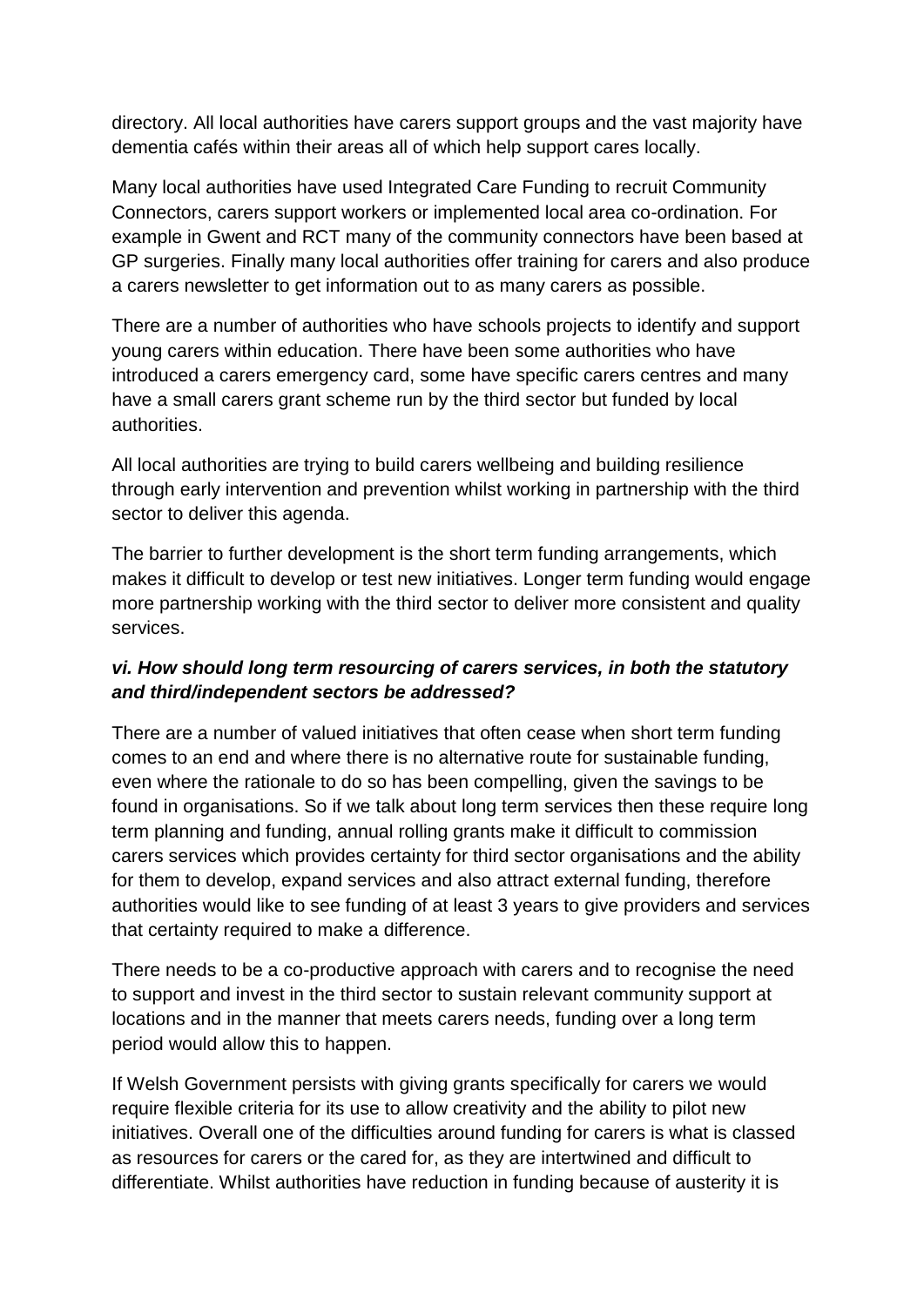directory. All local authorities have carers support groups and the vast majority have dementia cafés within their areas all of which help support cares locally.

Many local authorities have used Integrated Care Funding to recruit Community Connectors, carers support workers or implemented local area co-ordination. For example in Gwent and RCT many of the community connectors have been based at GP surgeries. Finally many local authorities offer training for carers and also produce a carers newsletter to get information out to as many carers as possible.

There are a number of authorities who have schools projects to identify and support young carers within education. There have been some authorities who have introduced a carers emergency card, some have specific carers centres and many have a small carers grant scheme run by the third sector but funded by local authorities.

All local authorities are trying to build carers wellbeing and building resilience through early intervention and prevention whilst working in partnership with the third sector to deliver this agenda.

The barrier to further development is the short term funding arrangements, which makes it difficult to develop or test new initiatives. Longer term funding would engage more partnership working with the third sector to deliver more consistent and quality services.

***vi. How should long term resourcing of carers services, in both the statutory and third/independent sectors be addressed?***

There are a number of valued initiatives that often cease when short term funding comes to an end and where there is no alternative route for sustainable funding, even where the rationale to do so has been compelling, given the savings to be found in organisations. So if we talk about long term services then these require long term planning and funding, annual rolling grants make it difficult to commission carers services which provides certainty for third sector organisations and the ability for them to develop, expand services and also attract external funding, therefore authorities would like to see funding of at least 3 years to give providers and services that certainty required to make a difference.

There needs to be a co-productive approach with carers and to recognise the need to support and invest in the third sector to sustain relevant community support at locations and in the manner that meets carers needs, funding over a long term period would allow this to happen.

If Welsh Government persists with giving grants specifically for carers we would require flexible criteria for its use to allow creativity and the ability to pilot new initiatives. Overall one of the difficulties around funding for carers is what is classed as resources for carers or the cared for, as they are intertwined and difficult to differentiate. Whilst authorities have reduction in funding because of austerity it is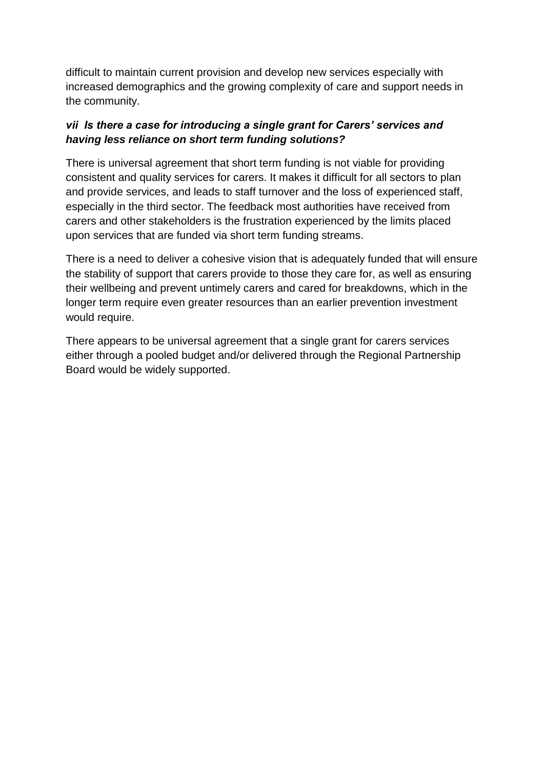difficult to maintain current provision and develop new services especially with increased demographics and the growing complexity of care and support needs in the community.

***vii Is there a case for introducing a single grant for Carers' services and having less reliance on short term funding solutions?***

There is universal agreement that short term funding is not viable for providing consistent and quality services for carers. It makes it difficult for all sectors to plan and provide services, and leads to staff turnover and the loss of experienced staff, especially in the third sector. The feedback most authorities have received from carers and other stakeholders is the frustration experienced by the limits placed upon services that are funded via short term funding streams.

There is a need to deliver a cohesive vision that is adequately funded that will ensure the stability of support that carers provide to those they care for, as well as ensuring their wellbeing and prevent untimely carers and cared for breakdowns, which in the longer term require even greater resources than an earlier prevention investment would require.

There appears to be universal agreement that a single grant for carers services either through a pooled budget and/or delivered through the Regional Partnership Board would be widely supported.